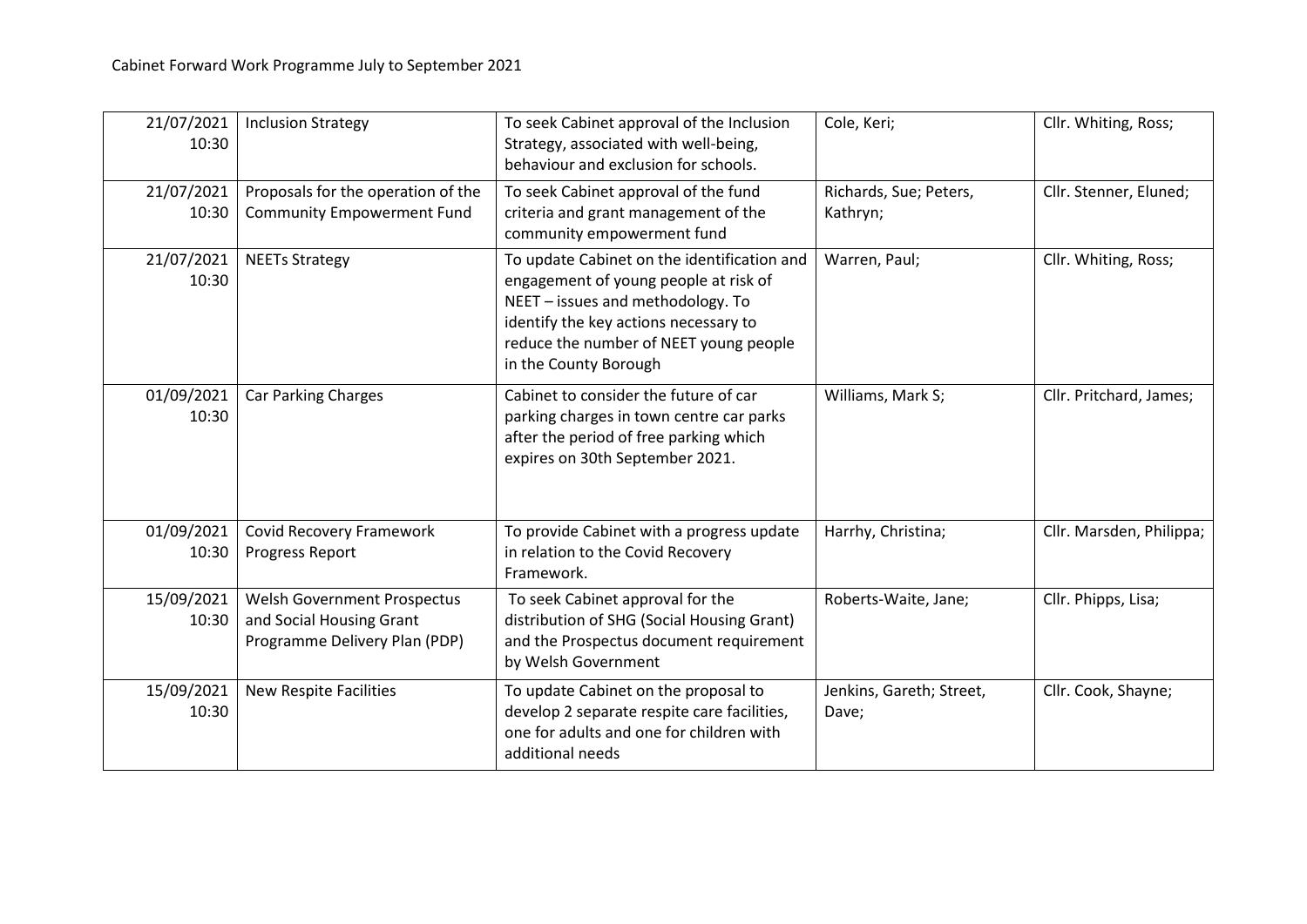Cabinet Forward Work Programme July to September 2021

| | | | | |
|---|---|---|---|---|
| 21/07/2021 10:30 | Inclusion Strategy | To seek Cabinet approval of the Inclusion Strategy, associated with well-being, behaviour and exclusion for schools. | Cole, Keri; | Cllr. Whiting, Ross; |
| 21/07/2021 10:30 | Proposals for the operation of the Community Empowerment Fund | To seek Cabinet approval of the fund criteria and grant management of the community empowerment fund | Richards, Sue; Peters, Kathryn; | Cllr. Stenner, Eluned; |
| 21/07/2021 10:30 | NEETs Strategy | To update Cabinet on the identification and engagement of young people at risk of NEET – issues and methodology. To identify the key actions necessary to reduce the number of NEET young people in the County Borough | Warren, Paul; | Cllr. Whiting, Ross; |
| 01/09/2021 10:30 | Car Parking Charges | Cabinet to consider the future of car parking charges in town centre car parks after the period of free parking which expires on 30th September 2021. | Williams, Mark S; | Cllr. Pritchard, James; |
| 01/09/2021 10:30 | Covid Recovery Framework Progress Report | To provide Cabinet with a progress update in relation to the Covid Recovery Framework. | Harrhy, Christina; | Cllr. Marsden, Philippa; |
| 15/09/2021 10:30 | Welsh Government Prospectus and Social Housing Grant Programme Delivery Plan (PDP) | To seek Cabinet approval for the distribution of SHG (Social Housing Grant) and the Prospectus document requirement by Welsh Government | Roberts-Waite, Jane; | Cllr. Phipps, Lisa; |
| 15/09/2021 10:30 | New Respite Facilities | To update Cabinet on the proposal to develop 2 separate respite care facilities, one for adults and one for children with additional needs | Jenkins, Gareth; Street, Dave; | Cllr. Cook, Shayne; |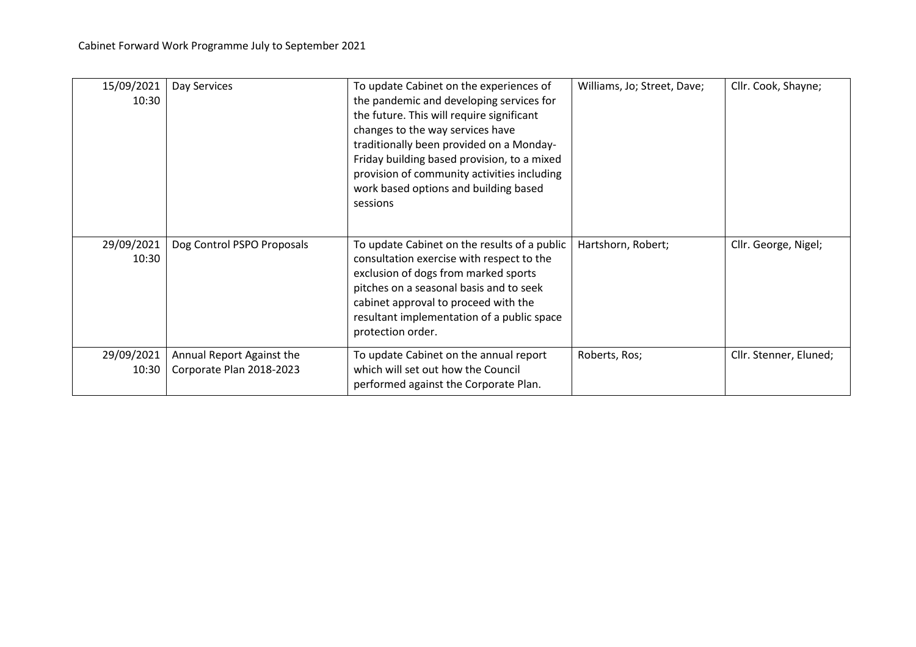| | | | | |
|---|---|---|---|---|
| 15/09/2021 10:30 | Day Services | To update Cabinet on the experiences of the pandemic and developing services for the future. This will require significant changes to the way services have traditionally been provided on a Monday-Friday building based provision, to a mixed provision of community activities including work based options and building based sessions | Williams, Jo; Street, Dave; | Cllr. Cook, Shayne; |
| 29/09/2021 10:30 | Dog Control PSPO Proposals | To update Cabinet on the results of a public consultation exercise with respect to the exclusion of dogs from marked sports pitches on a seasonal basis and to seek cabinet approval to proceed with the resultant implementation of a public space protection order. | Hartshorn, Robert; | Cllr. George, Nigel; |
| 29/09/2021 10:30 | Annual Report Against the Corporate Plan 2018-2023 | To update Cabinet on the annual report which will set out how the Council performed against the Corporate Plan. | Roberts, Ros; | Cllr. Stenner, Eluned; |